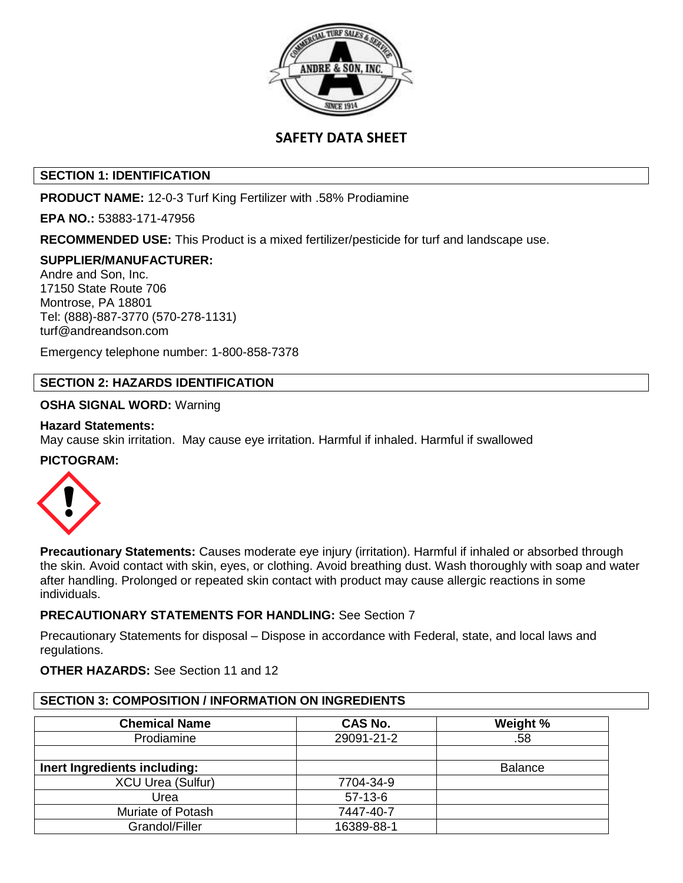# SAFETY DATA SHEET

## SECTION 1: IDENTIFICATION

**PRODUCT NAME:** 12-0-3 Turf King Fertilizer with .58% Prodiamine

**EPA NO.:** 53883-171-47956

**RECOMMENDED USE:** This Product is a mixed fertilizer/pesticide for turf and landscape use.

**SUPPLIER/MANUFACTURER:**
Andre and Son, Inc.
17150 State Route 706
Montrose, PA 18801
Tel: (888)-887-3770 (570-278-1131)
turf@andreandson.com

Emergency telephone number: 1-800-858-7378

## SECTION 2: HAZARDS IDENTIFICATION

**OSHA SIGNAL WORD:** Warning

**Hazard Statements:**
May cause skin irritation. May cause eye irritation. Harmful if inhaled. Harmful if swallowed

**PICTOGRAM:**

**Precautionary Statements:** Causes moderate eye injury (irritation). Harmful if inhaled or absorbed through the skin. Avoid contact with skin, eyes, or clothing. Avoid breathing dust. Wash thoroughly with soap and water after handling. Prolonged or repeated skin contact with product may cause allergic reactions in some individuals.

**PRECAUTIONARY STATEMENTS FOR HANDLING:** See Section 7

Precautionary Statements for disposal – Dispose in accordance with Federal, state, and local laws and regulations.

**OTHER HAZARDS:** See Section 11 and 12

## SECTION 3: COMPOSITION / INFORMATION ON INGREDIENTS

| Chemical Name | CAS No. | Weight % |
|---|---|---|
| Prodiamine | 29091-21-2 | .58 |
| | | |
| **Inert Ingredients including:** | | Balance |
| XCU Urea (Sulfur) | 7704-34-9 | |
| Urea | 57-13-6 | |
| Muriate of Potash | 7447-40-7 | |
| Grandol/Filler | 16389-88-1 | |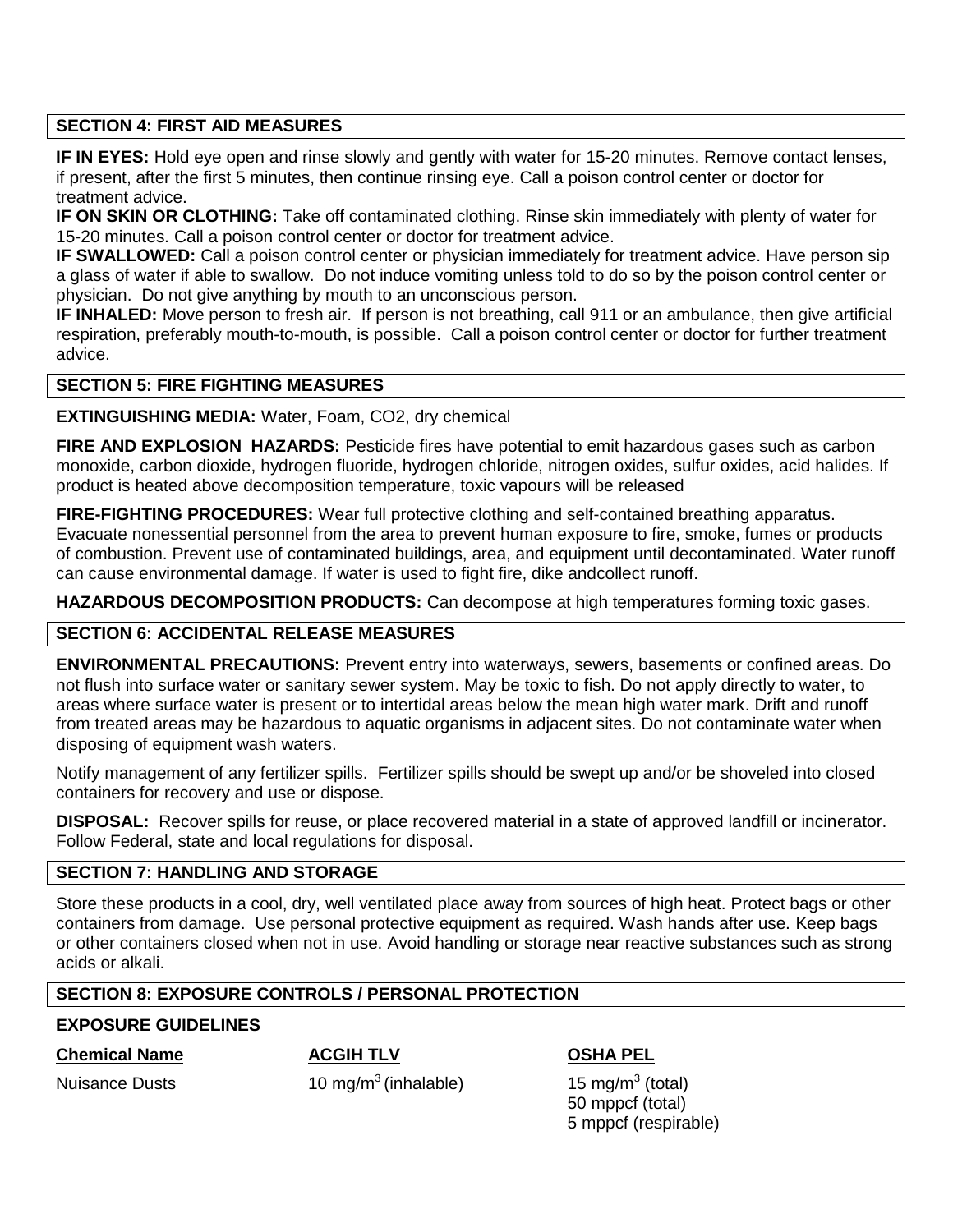## SECTION 4: FIRST AID MEASURES

**IF IN EYES:** Hold eye open and rinse slowly and gently with water for 15-20 minutes. Remove contact lenses, if present, after the first 5 minutes, then continue rinsing eye. Call a poison control center or doctor for treatment advice.
**IF ON SKIN OR CLOTHING:** Take off contaminated clothing. Rinse skin immediately with plenty of water for 15-20 minutes. Call a poison control center or doctor for treatment advice.
**IF SWALLOWED:** Call a poison control center or physician immediately for treatment advice. Have person sip a glass of water if able to swallow. Do not induce vomiting unless told to do so by the poison control center or physician. Do not give anything by mouth to an unconscious person.
**IF INHALED:** Move person to fresh air. If person is not breathing, call 911 or an ambulance, then give artificial respiration, preferably mouth-to-mouth, is possible. Call a poison control center or doctor for further treatment advice.

## SECTION 5: FIRE FIGHTING MEASURES

**EXTINGUISHING MEDIA:** Water, Foam, CO2, dry chemical

**FIRE AND EXPLOSION HAZARDS:** Pesticide fires have potential to emit hazardous gases such as carbon monoxide, carbon dioxide, hydrogen fluoride, hydrogen chloride, nitrogen oxides, sulfur oxides, acid halides. If product is heated above decomposition temperature, toxic vapours will be released

**FIRE-FIGHTING PROCEDURES:** Wear full protective clothing and self-contained breathing apparatus. Evacuate nonessential personnel from the area to prevent human exposure to fire, smoke, fumes or products of combustion. Prevent use of contaminated buildings, area, and equipment until decontaminated. Water runoff can cause environmental damage. If water is used to fight fire, dike andcollect runoff.

**HAZARDOUS DECOMPOSITION PRODUCTS:** Can decompose at high temperatures forming toxic gases.

## SECTION 6: ACCIDENTAL RELEASE MEASURES

**ENVIRONMENTAL PRECAUTIONS:** Prevent entry into waterways, sewers, basements or confined areas. Do not flush into surface water or sanitary sewer system. May be toxic to fish. Do not apply directly to water, to areas where surface water is present or to intertidal areas below the mean high water mark. Drift and runoff from treated areas may be hazardous to aquatic organisms in adjacent sites. Do not contaminate water when disposing of equipment wash waters.

Notify management of any fertilizer spills. Fertilizer spills should be swept up and/or be shoveled into closed containers for recovery and use or dispose.

**DISPOSAL:** Recover spills for reuse, or place recovered material in a state of approved landfill or incinerator. Follow Federal, state and local regulations for disposal.

## SECTION 7: HANDLING AND STORAGE

Store these products in a cool, dry, well ventilated place away from sources of high heat. Protect bags or other containers from damage. Use personal protective equipment as required. Wash hands after use. Keep bags or other containers closed when not in use. Avoid handling or storage near reactive substances such as strong acids or alkali.

## SECTION 8: EXPOSURE CONTROLS / PERSONAL PROTECTION

**EXPOSURE GUIDELINES**

| Chemical Name | ACGIH TLV | OSHA PEL |
|---|---|---|
| Nuisance Dusts | 10 mg/m$^3$ (inhalable) | 15 mg/m$^3$ (total)<br>50 mppcf (total)<br>5 mppcf (respirable) |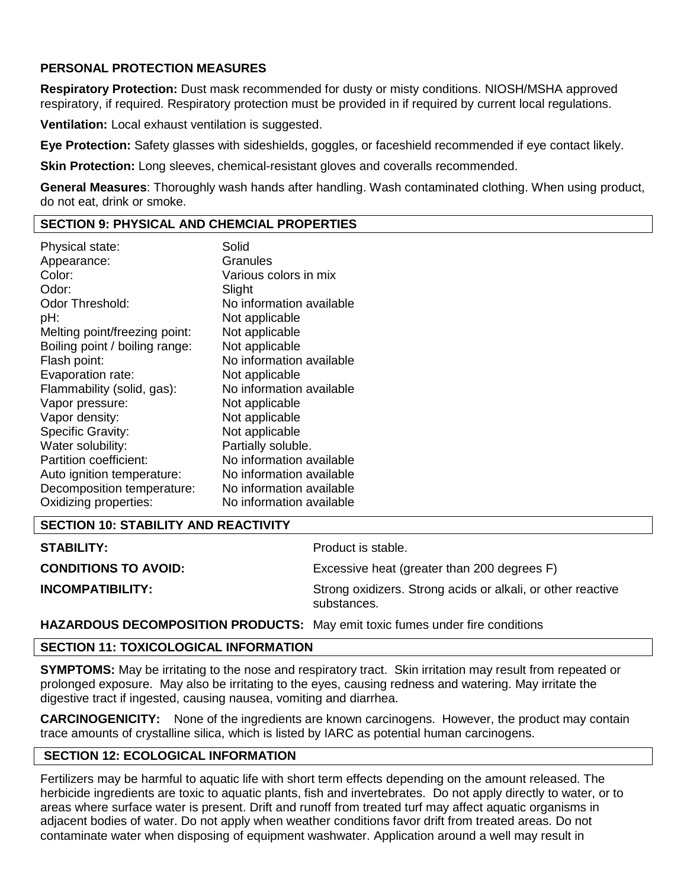**PERSONAL PROTECTION MEASURES**

**Respiratory Protection:** Dust mask recommended for dusty or misty conditions. NIOSH/MSHA approved respiratory, if required. Respiratory protection must be provided in if required by current local regulations.

**Ventilation:** Local exhaust ventilation is suggested.

**Eye Protection:** Safety glasses with sideshields, goggles, or faceshield recommended if eye contact likely.

**Skin Protection:** Long sleeves, chemical-resistant gloves and coveralls recommended.

**General Measures**: Thoroughly wash hands after handling. Wash contaminated clothing. When using product, do not eat, drink or smoke.

## SECTION 9: PHYSICAL AND CHEMCIAL PROPERTIES

| Property | Value |
|---|---|
| Physical state: | Solid |
| Appearance: | Granules |
| Color: | Various colors in mix |
| Odor: | Slight |
| Odor Threshold: | No information available |
| pH: | Not applicable |
| Melting point/freezing point: | Not applicable |
| Boiling point / boiling range: | Not applicable |
| Flash point: | No information available |
| Evaporation rate: | Not applicable |
| Flammability (solid, gas): | No information available |
| Vapor pressure: | Not applicable |
| Vapor density: | Not applicable |
| Specific Gravity: | Not applicable |
| Water solubility: | Partially soluble. |
| Partition coefficient: | No information available |
| Auto ignition temperature: | No information available |
| Decomposition temperature: | No information available |
| Oxidizing properties: | No information available |

## SECTION 10: STABILITY AND REACTIVITY

**STABILITY:** Product is stable.

**CONDITIONS TO AVOID:** Excessive heat (greater than 200 degrees F)

**INCOMPATIBILITY:** Strong oxidizers. Strong acids or alkali, or other reactive substances.

**HAZARDOUS DECOMPOSITION PRODUCTS:** May emit toxic fumes under fire conditions

## SECTION 11: TOXICOLOGICAL INFORMATION

**SYMPTOMS:** May be irritating to the nose and respiratory tract. Skin irritation may result from repeated or prolonged exposure. May also be irritating to the eyes, causing redness and watering. May irritate the digestive tract if ingested, causing nausea, vomiting and diarrhea.

**CARCINOGENICITY:** None of the ingredients are known carcinogens. However, the product may contain trace amounts of crystalline silica, which is listed by IARC as potential human carcinogens.

## SECTION 12: ECOLOGICAL INFORMATION

Fertilizers may be harmful to aquatic life with short term effects depending on the amount released. The herbicide ingredients are toxic to aquatic plants, fish and invertebrates. Do not apply directly to water, or to areas where surface water is present. Drift and runoff from treated turf may affect aquatic organisms in adjacent bodies of water. Do not apply when weather conditions favor drift from treated areas. Do not contaminate water when disposing of equipment washwater. Application around a well may result in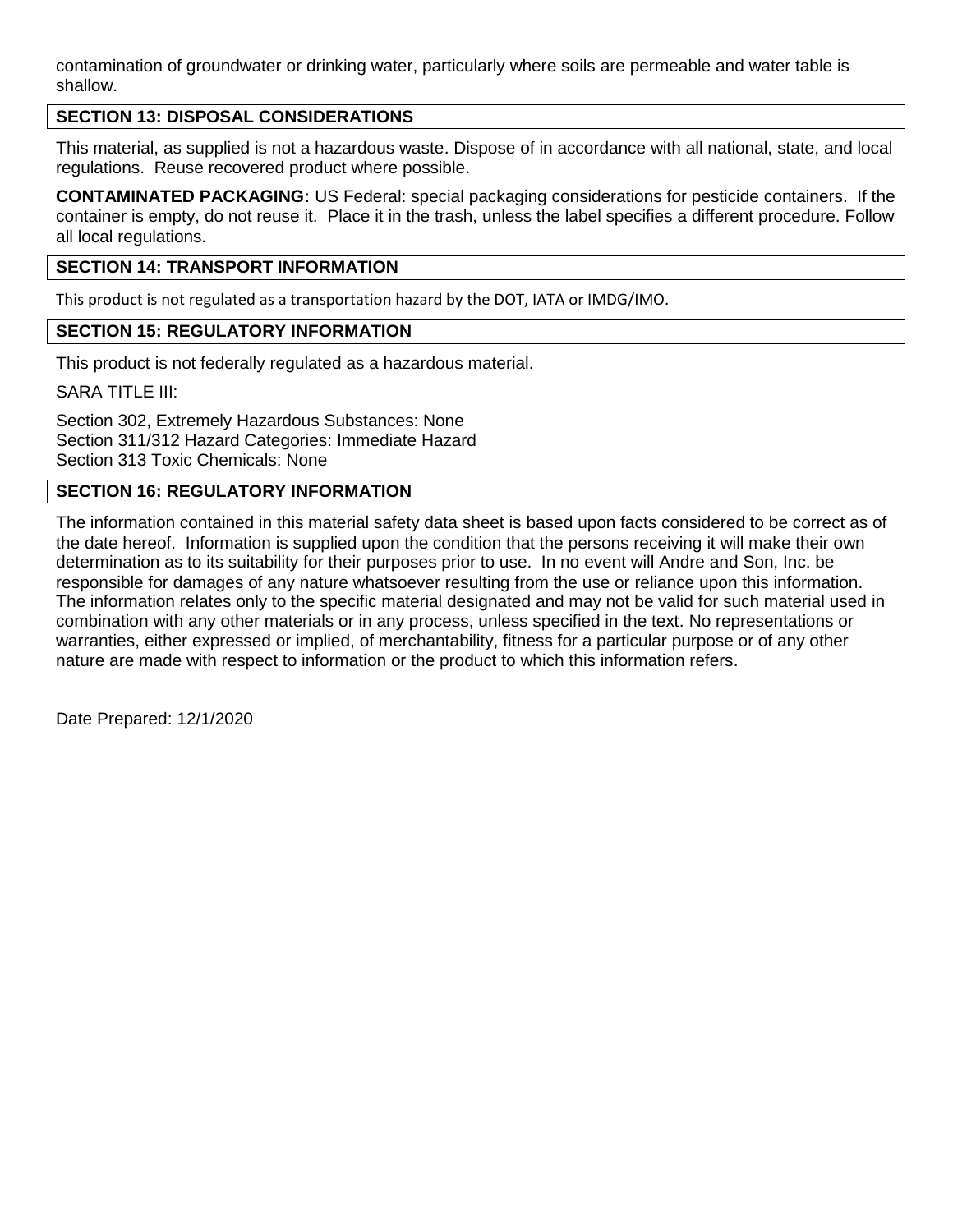contamination of groundwater or drinking water, particularly where soils are permeable and water table is shallow.

## SECTION 13: DISPOSAL CONSIDERATIONS

This material, as supplied is not a hazardous waste. Dispose of in accordance with all national, state, and local regulations. Reuse recovered product where possible.

**CONTAMINATED PACKAGING:** US Federal: special packaging considerations for pesticide containers. If the container is empty, do not reuse it. Place it in the trash, unless the label specifies a different procedure. Follow all local regulations.

## SECTION 14: TRANSPORT INFORMATION

This product is not regulated as a transportation hazard by the DOT, IATA or IMDG/IMO.

## SECTION 15: REGULATORY INFORMATION

This product is not federally regulated as a hazardous material.

SARA TITLE III:

Section 302, Extremely Hazardous Substances: None
Section 311/312 Hazard Categories: Immediate Hazard
Section 313 Toxic Chemicals: None

## SECTION 16: REGULATORY INFORMATION

The information contained in this material safety data sheet is based upon facts considered to be correct as of the date hereof. Information is supplied upon the condition that the persons receiving it will make their own determination as to its suitability for their purposes prior to use. In no event will Andre and Son, Inc. be responsible for damages of any nature whatsoever resulting from the use or reliance upon this information. The information relates only to the specific material designated and may not be valid for such material used in combination with any other materials or in any process, unless specified in the text. No representations or warranties, either expressed or implied, of merchantability, fitness for a particular purpose or of any other nature are made with respect to information or the product to which this information refers.

Date Prepared: 12/1/2020